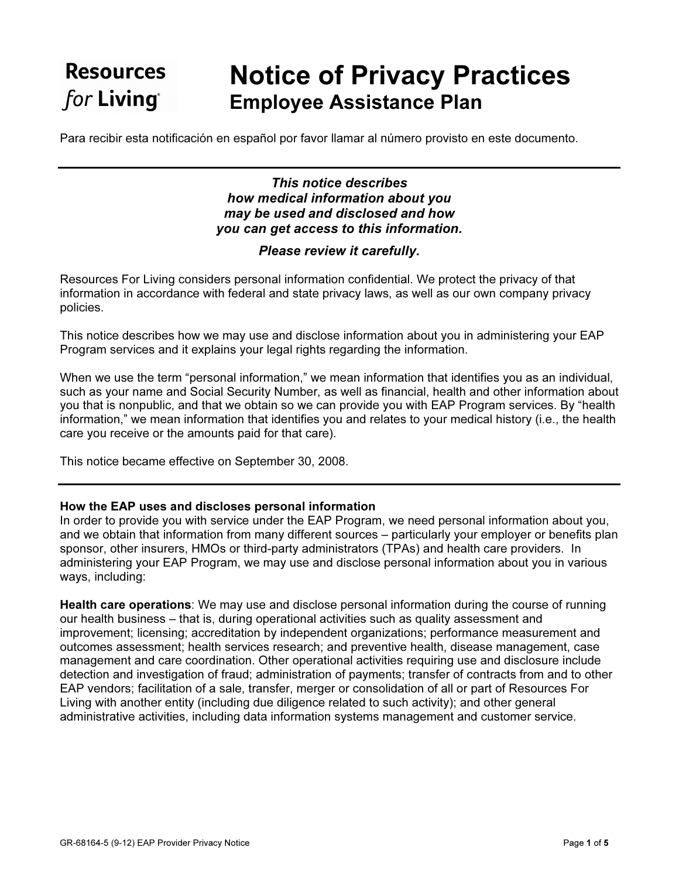Resources for Living

# Notice of Privacy Practices

## Employee Assistance Plan

Para recibir esta notificación en español por favor llamar al número provisto en este documento.

---

***This notice describes how medical information about you may be used and disclosed and how you can get access to this information.***

***Please review it carefully.***

Resources For Living considers personal information confidential. We protect the privacy of that information in accordance with federal and state privacy laws, as well as our own company privacy policies.

This notice describes how we may use and disclose information about you in administering your EAP Program services and it explains your legal rights regarding the information.

When we use the term "personal information," we mean information that identifies you as an individual, such as your name and Social Security Number, as well as financial, health and other information about you that is nonpublic, and that we obtain so we can provide you with EAP Program services. By "health information," we mean information that identifies you and relates to your medical history (i.e., the health care you receive or the amounts paid for that care).

This notice became effective on September 30, 2008.

---

**How the EAP uses and discloses personal information**

In order to provide you with service under the EAP Program, we need personal information about you, and we obtain that information from many different sources – particularly your employer or benefits plan sponsor, other insurers, HMOs or third-party administrators (TPAs) and health care providers. In administering your EAP Program, we may use and disclose personal information about you in various ways, including:

**Health care operations**: We may use and disclose personal information during the course of running our health business – that is, during operational activities such as quality assessment and improvement; licensing; accreditation by independent organizations; performance measurement and outcomes assessment; health services research; and preventive health, disease management, case management and care coordination. Other operational activities requiring use and disclosure include detection and investigation of fraud; administration of payments; transfer of contracts from and to other EAP vendors; facilitation of a sale, transfer, merger or consolidation of all or part of Resources For Living with another entity (including due diligence related to such activity); and other general administrative activities, including data information systems management and customer service.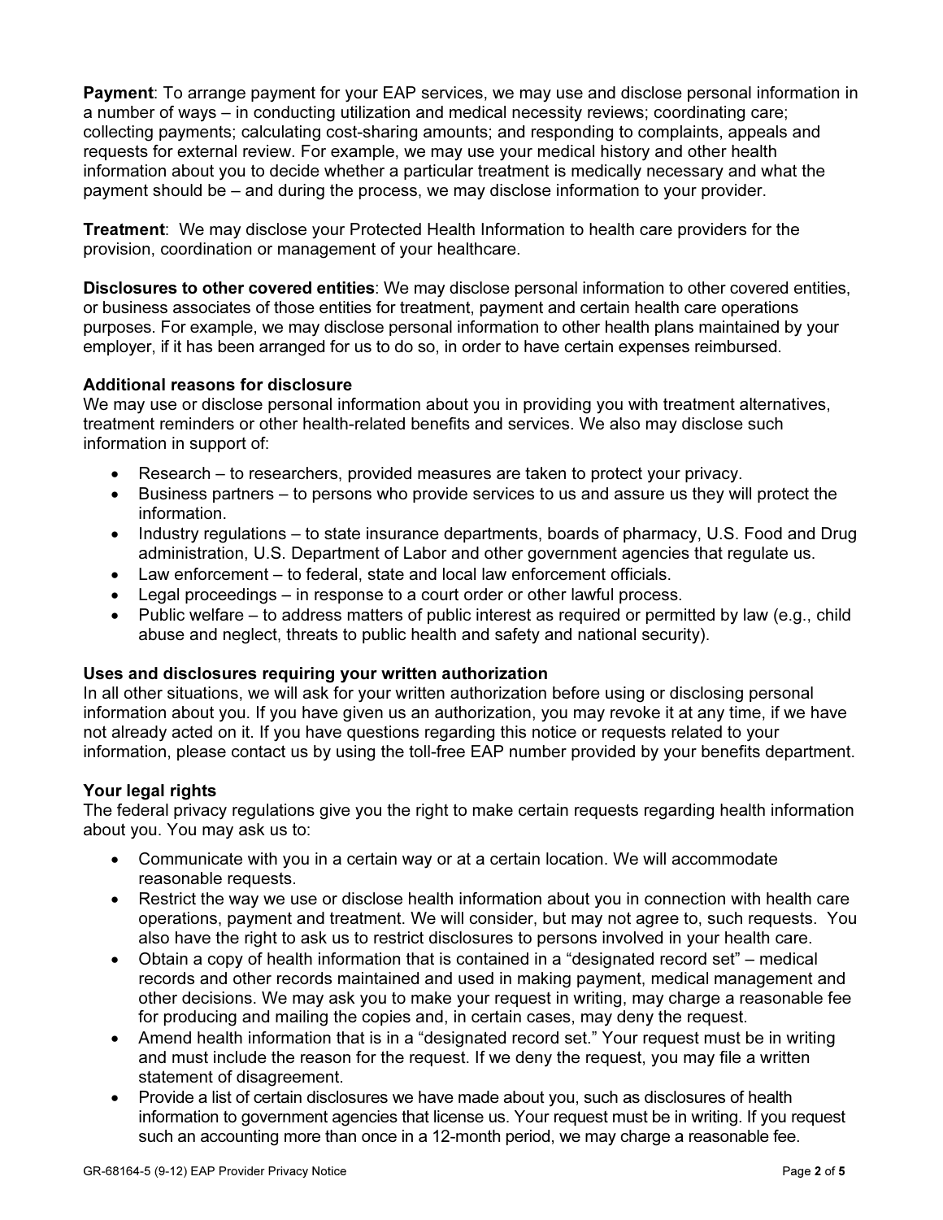**Payment**: To arrange payment for your EAP services, we may use and disclose personal information in a number of ways – in conducting utilization and medical necessity reviews; coordinating care; collecting payments; calculating cost-sharing amounts; and responding to complaints, appeals and requests for external review. For example, we may use your medical history and other health information about you to decide whether a particular treatment is medically necessary and what the payment should be – and during the process, we may disclose information to your provider.

**Treatment**: We may disclose your Protected Health Information to health care providers for the provision, coordination or management of your healthcare.

**Disclosures to other covered entities**: We may disclose personal information to other covered entities, or business associates of those entities for treatment, payment and certain health care operations purposes. For example, we may disclose personal information to other health plans maintained by your employer, if it has been arranged for us to do so, in order to have certain expenses reimbursed.

**Additional reasons for disclosure**

We may use or disclose personal information about you in providing you with treatment alternatives, treatment reminders or other health-related benefits and services. We also may disclose such information in support of:

- Research – to researchers, provided measures are taken to protect your privacy.
- Business partners – to persons who provide services to us and assure us they will protect the information.
- Industry regulations – to state insurance departments, boards of pharmacy, U.S. Food and Drug administration, U.S. Department of Labor and other government agencies that regulate us.
- Law enforcement – to federal, state and local law enforcement officials.
- Legal proceedings – in response to a court order or other lawful process.
- Public welfare – to address matters of public interest as required or permitted by law (e.g., child abuse and neglect, threats to public health and safety and national security).

**Uses and disclosures requiring your written authorization**

In all other situations, we will ask for your written authorization before using or disclosing personal information about you. If you have given us an authorization, you may revoke it at any time, if we have not already acted on it. If you have questions regarding this notice or requests related to your information, please contact us by using the toll-free EAP number provided by your benefits department.

**Your legal rights**

The federal privacy regulations give you the right to make certain requests regarding health information about you. You may ask us to:

- Communicate with you in a certain way or at a certain location. We will accommodate reasonable requests.
- Restrict the way we use or disclose health information about you in connection with health care operations, payment and treatment. We will consider, but may not agree to, such requests. You also have the right to ask us to restrict disclosures to persons involved in your health care.
- Obtain a copy of health information that is contained in a "designated record set" – medical records and other records maintained and used in making payment, medical management and other decisions. We may ask you to make your request in writing, may charge a reasonable fee for producing and mailing the copies and, in certain cases, may deny the request.
- Amend health information that is in a "designated record set." Your request must be in writing and must include the reason for the request. If we deny the request, you may file a written statement of disagreement.
- Provide a list of certain disclosures we have made about you, such as disclosures of health information to government agencies that license us. Your request must be in writing. If you request such an accounting more than once in a 12-month period, we may charge a reasonable fee.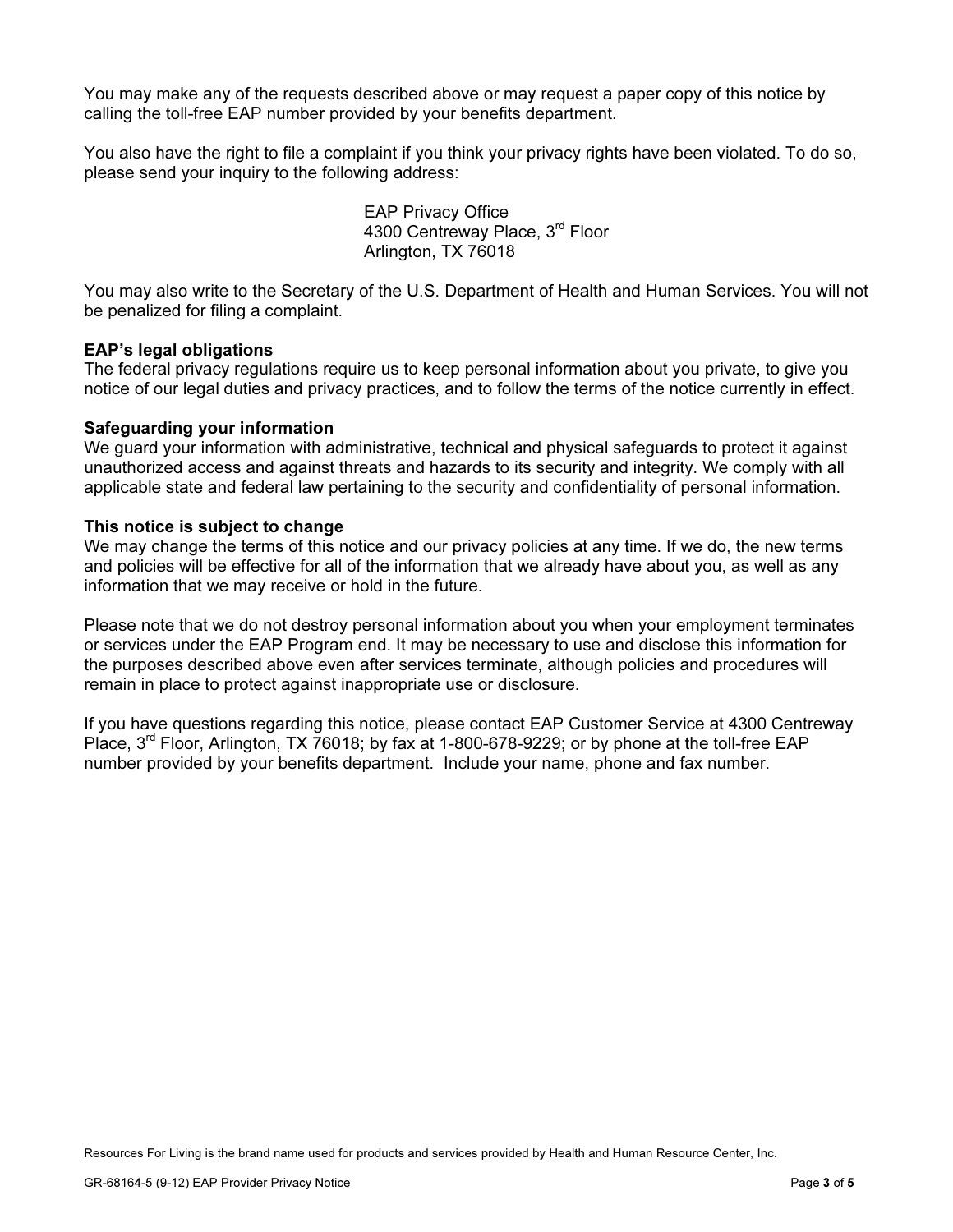You may make any of the requests described above or may request a paper copy of this notice by calling the toll-free EAP number provided by your benefits department.

You also have the right to file a complaint if you think your privacy rights have been violated. To do so, please send your inquiry to the following address:

EAP Privacy Office
4300 Centreway Place, 3rd Floor
Arlington, TX 76018

You may also write to the Secretary of the U.S. Department of Health and Human Services. You will not be penalized for filing a complaint.

**EAP's legal obligations**
The federal privacy regulations require us to keep personal information about you private, to give you notice of our legal duties and privacy practices, and to follow the terms of the notice currently in effect.

**Safeguarding your information**
We guard your information with administrative, technical and physical safeguards to protect it against unauthorized access and against threats and hazards to its security and integrity. We comply with all applicable state and federal law pertaining to the security and confidentiality of personal information.

**This notice is subject to change**
We may change the terms of this notice and our privacy policies at any time. If we do, the new terms and policies will be effective for all of the information that we already have about you, as well as any information that we may receive or hold in the future.

Please note that we do not destroy personal information about you when your employment terminates or services under the EAP Program end. It may be necessary to use and disclose this information for the purposes described above even after services terminate, although policies and procedures will remain in place to protect against inappropriate use or disclosure.

If you have questions regarding this notice, please contact EAP Customer Service at 4300 Centreway Place, 3rd Floor, Arlington, TX 76018; by fax at 1-800-678-9229; or by phone at the toll-free EAP number provided by your benefits department. Include your name, phone and fax number.

Resources For Living is the brand name used for products and services provided by Health and Human Resource Center, Inc.

GR-68164-5 (9-12) EAP Provider Privacy Notice